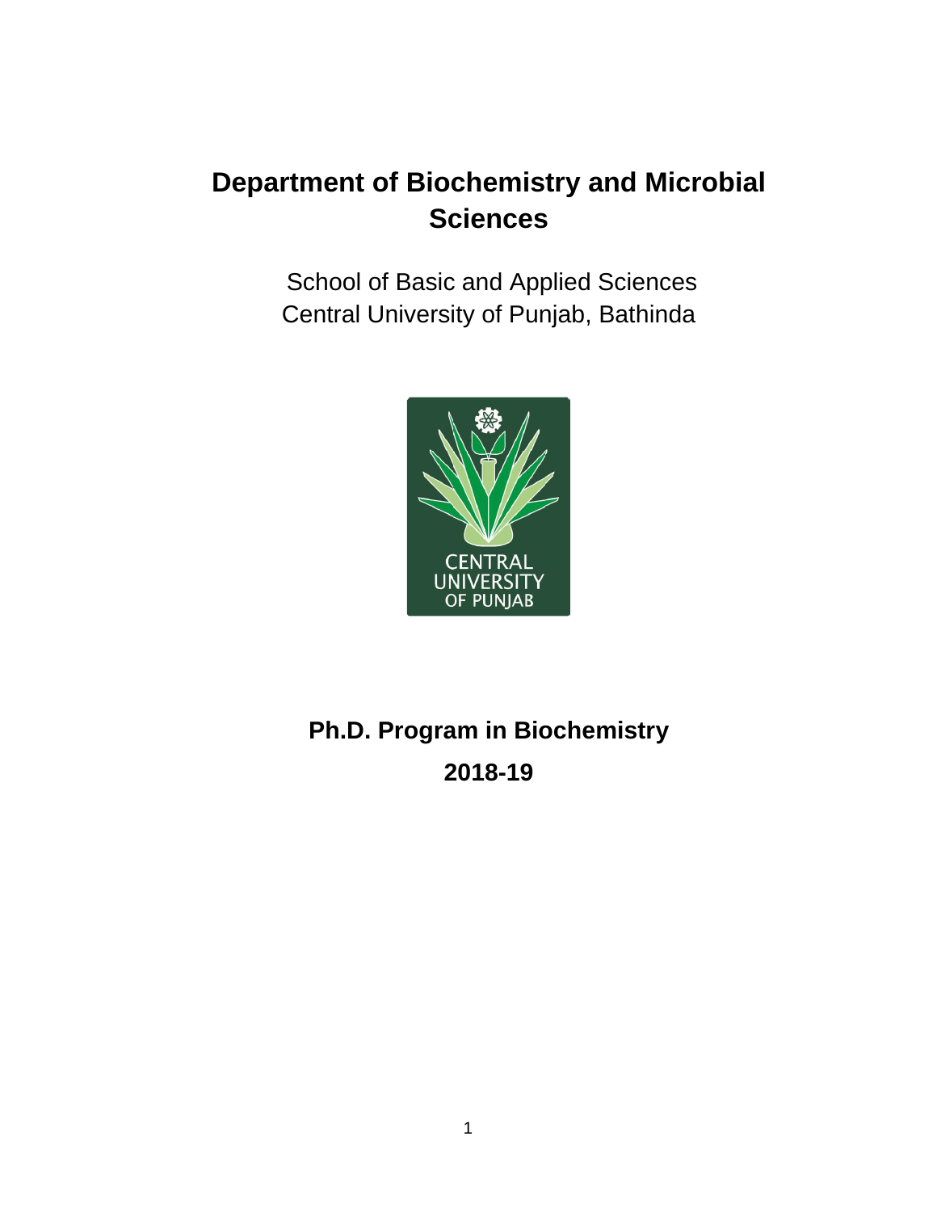# Department of Biochemistry and Microbial Sciences

School of Basic and Applied Sciences
Central University of Punjab, Bathinda

## Ph.D. Program in Biochemistry

## 2018-19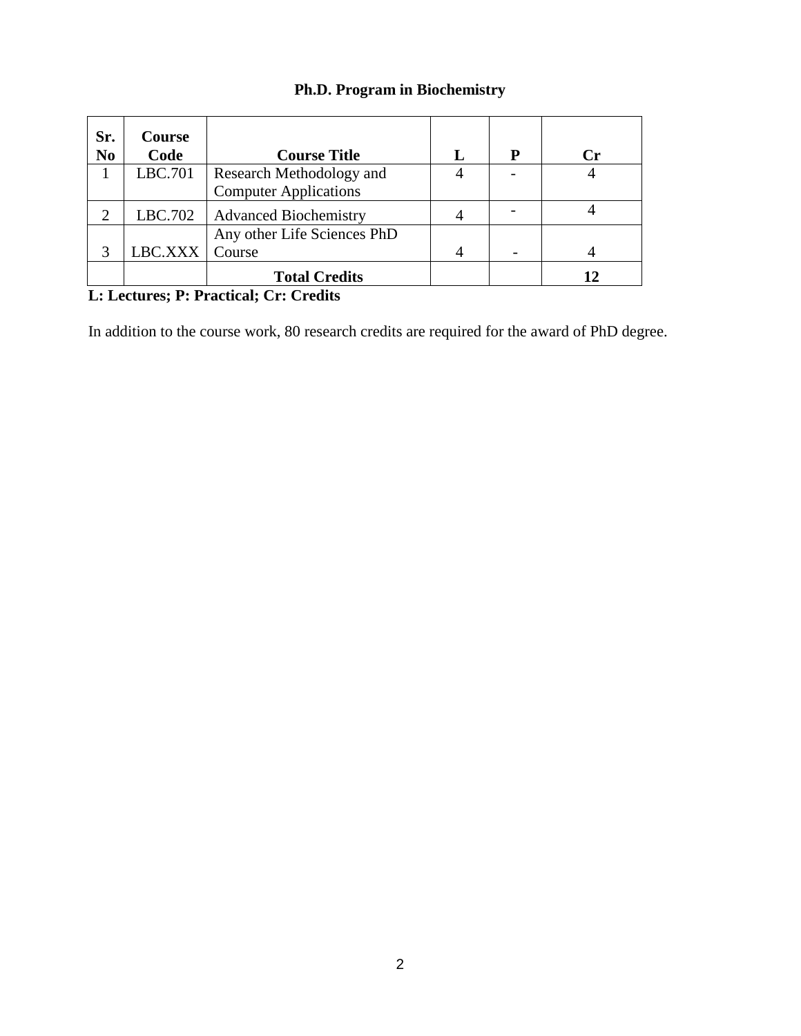**Ph.D. Program in Biochemistry**

| Sr. No | Course Code | Course Title | L | P | Cr |
|---|---|---|---|---|---|
| 1 | LBC.701 | Research Methodology and Computer Applications | 4 | - | 4 |
| 2 | LBC.702 | Advanced Biochemistry | 4 | - | 4 |
| 3 | LBC.XXX | Any other Life Sciences PhD Course | 4 | - | 4 |
| | | **Total Credits** | | | **12** |

**L: Lectures; P: Practical; Cr: Credits**

In addition to the course work, 80 research credits are required for the award of PhD degree.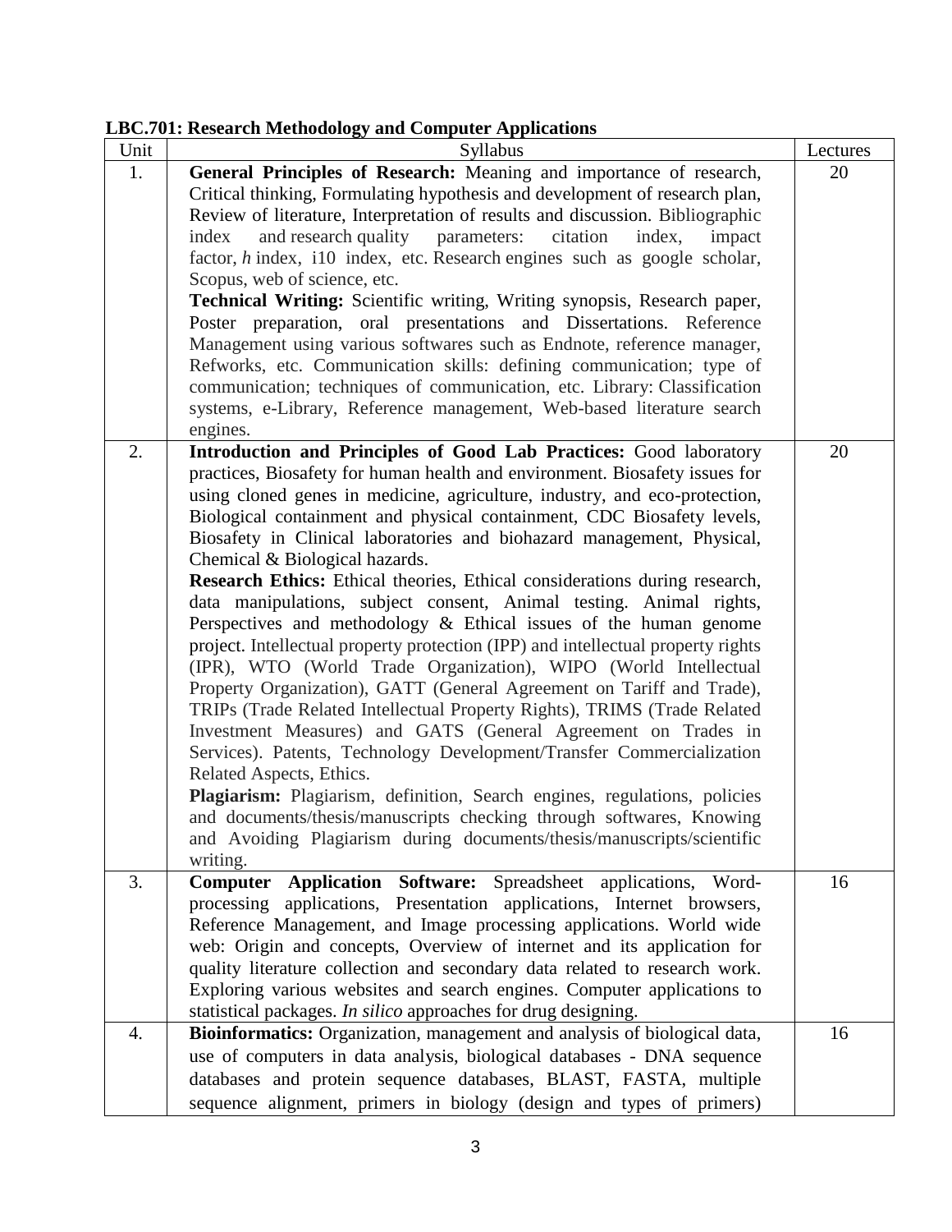**LBC.701: Research Methodology and Computer Applications**

| Unit | Syllabus | Lectures |
|---|---|---|
| 1. | **General Principles of Research:** Meaning and importance of research, Critical thinking, Formulating hypothesis and development of research plan, Review of literature, Interpretation of results and discussion. Bibliographic index and research quality parameters: citation index, impact factor, *h* index, i10 index, etc. Research engines such as google scholar, Scopus, web of science, etc. **Technical Writing:** Scientific writing, Writing synopsis, Research paper, Poster preparation, oral presentations and Dissertations. Reference Management using various softwares such as Endnote, reference manager, Refworks, etc. Communication skills: defining communication; type of communication; techniques of communication, etc. Library: Classification systems, e-Library, Reference management, Web-based literature search engines. | 20 |
| 2. | **Introduction and Principles of Good Lab Practices:** Good laboratory practices, Biosafety for human health and environment. Biosafety issues for using cloned genes in medicine, agriculture, industry, and eco-protection, Biological containment and physical containment, CDC Biosafety levels, Biosafety in Clinical laboratories and biohazard management, Physical, Chemical & Biological hazards. **Research Ethics:** Ethical theories, Ethical considerations during research, data manipulations, subject consent, Animal testing. Animal rights, Perspectives and methodology & Ethical issues of the human genome project. Intellectual property protection (IPP) and intellectual property rights (IPR), WTO (World Trade Organization), WIPO (World Intellectual Property Organization), GATT (General Agreement on Tariff and Trade), TRIPs (Trade Related Intellectual Property Rights), TRIMS (Trade Related Investment Measures) and GATS (General Agreement on Trades in Services). Patents, Technology Development/Transfer Commercialization Related Aspects, Ethics. **Plagiarism:** Plagiarism, definition, Search engines, regulations, policies and documents/thesis/manuscripts checking through softwares, Knowing and Avoiding Plagiarism during documents/thesis/manuscripts/scientific writing. | 20 |
| 3. | **Computer Application Software:** Spreadsheet applications, Word-processing applications, Presentation applications, Internet browsers, Reference Management, and Image processing applications. World wide web: Origin and concepts, Overview of internet and its application for quality literature collection and secondary data related to research work. Exploring various websites and search engines. Computer applications to statistical packages. *In silico* approaches for drug designing. | 16 |
| 4. | **Bioinformatics:** Organization, management and analysis of biological data, use of computers in data analysis, biological databases - DNA sequence databases and protein sequence databases, BLAST, FASTA, multiple sequence alignment, primers in biology (design and types of primers) | 16 |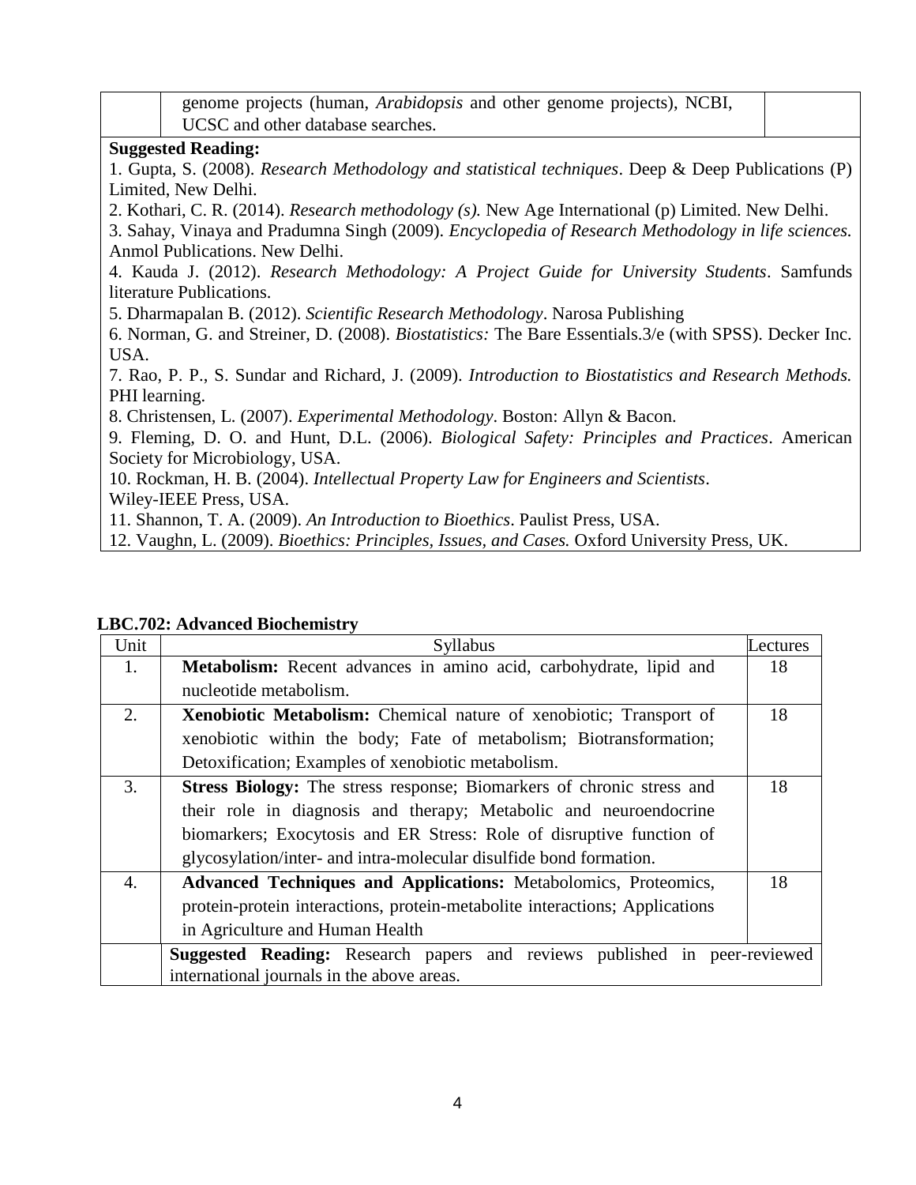| | | |
|---|---|---|
| | genome projects (human, *Arabidopsis* and other genome projects), NCBI, UCSC and other database searches. | |

**Suggested Reading:**

1. Gupta, S. (2008). *Research Methodology and statistical techniques*. Deep & Deep Publications (P) Limited, New Delhi.
2. Kothari, C. R. (2014). *Research methodology (s).* New Age International (p) Limited. New Delhi.
3. Sahay, Vinaya and Pradumna Singh (2009). *Encyclopedia of Research Methodology in life sciences.* Anmol Publications. New Delhi.
4. Kauda J. (2012). *Research Methodology: A Project Guide for University Students*. Samfunds literature Publications.
5. Dharmapalan B. (2012). *Scientific Research Methodology*. Narosa Publishing
6. Norman, G. and Streiner, D. (2008). *Biostatistics:* The Bare Essentials.3/e (with SPSS). Decker Inc. USA.
7. Rao, P. P., S. Sundar and Richard, J. (2009). *Introduction to Biostatistics and Research Methods.* PHI learning.
8. Christensen, L. (2007). *Experimental Methodology*. Boston: Allyn & Bacon.
9. Fleming, D. O. and Hunt, D.L. (2006). *Biological Safety: Principles and Practices*. American Society for Microbiology, USA.
10. Rockman, H. B. (2004). *Intellectual Property Law for Engineers and Scientists*. Wiley-IEEE Press, USA.
11. Shannon, T. A. (2009). *An Introduction to Bioethics*. Paulist Press, USA.
12. Vaughn, L. (2009). *Bioethics: Principles, Issues, and Cases.* Oxford University Press, UK.

**LBC.702: Advanced Biochemistry**

| Unit | Syllabus | Lectures |
|---|---|---|
| 1. | **Metabolism:** Recent advances in amino acid, carbohydrate, lipid and nucleotide metabolism. | 18 |
| 2. | **Xenobiotic Metabolism:** Chemical nature of xenobiotic; Transport of xenobiotic within the body; Fate of metabolism; Biotransformation; Detoxification; Examples of xenobiotic metabolism. | 18 |
| 3. | **Stress Biology:** The stress response; Biomarkers of chronic stress and their role in diagnosis and therapy; Metabolic and neuroendocrine biomarkers; Exocytosis and ER Stress: Role of disruptive function of glycosylation/inter- and intra-molecular disulfide bond formation. | 18 |
| 4. | **Advanced Techniques and Applications:** Metabolomics, Proteomics, protein-protein interactions, protein-metabolite interactions; Applications in Agriculture and Human Health | 18 |
| | **Suggested Reading:** Research papers and reviews published in peer-reviewed international journals in the above areas. | |